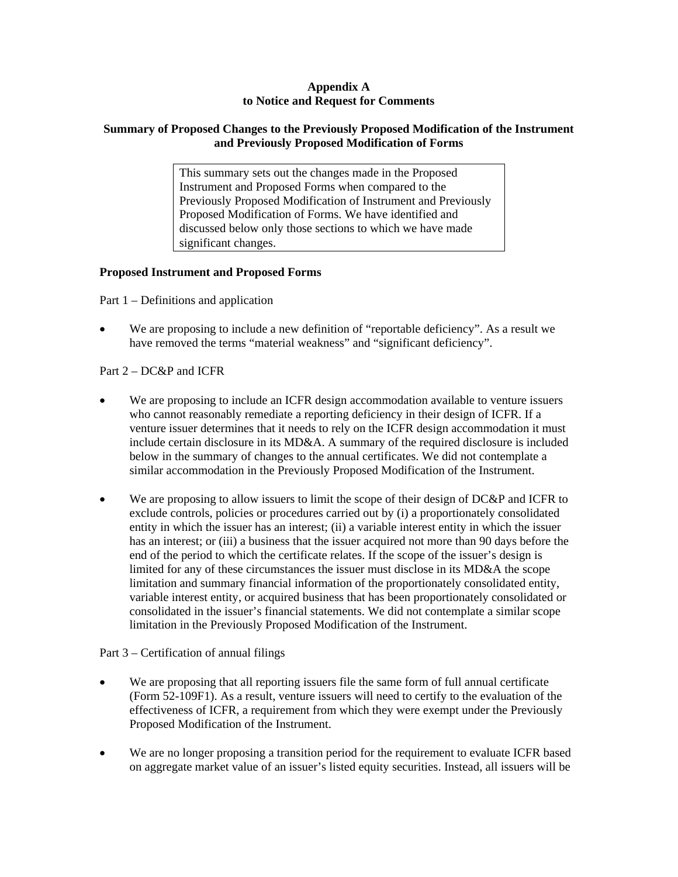**Appendix A**
**to Notice and Request for Comments**

**Summary of Proposed Changes to the Previously Proposed Modification of the Instrument and Previously Proposed Modification of Forms**

> This summary sets out the changes made in the Proposed Instrument and Proposed Forms when compared to the Previously Proposed Modification of Instrument and Previously Proposed Modification of Forms. We have identified and discussed below only those sections to which we have made significant changes.

**Proposed Instrument and Proposed Forms**

Part 1 – Definitions and application

- We are proposing to include a new definition of "reportable deficiency". As a result we have removed the terms "material weakness" and "significant deficiency".

Part 2 – DC&P and ICFR

- We are proposing to include an ICFR design accommodation available to venture issuers who cannot reasonably remediate a reporting deficiency in their design of ICFR. If a venture issuer determines that it needs to rely on the ICFR design accommodation it must include certain disclosure in its MD&A. A summary of the required disclosure is included below in the summary of changes to the annual certificates. We did not contemplate a similar accommodation in the Previously Proposed Modification of the Instrument.

- We are proposing to allow issuers to limit the scope of their design of DC&P and ICFR to exclude controls, policies or procedures carried out by (i) a proportionately consolidated entity in which the issuer has an interest; (ii) a variable interest entity in which the issuer has an interest; or (iii) a business that the issuer acquired not more than 90 days before the end of the period to which the certificate relates. If the scope of the issuer's design is limited for any of these circumstances the issuer must disclose in its MD&A the scope limitation and summary financial information of the proportionately consolidated entity, variable interest entity, or acquired business that has been proportionately consolidated or consolidated in the issuer's financial statements. We did not contemplate a similar scope limitation in the Previously Proposed Modification of the Instrument.

Part 3 – Certification of annual filings

- We are proposing that all reporting issuers file the same form of full annual certificate (Form 52-109F1). As a result, venture issuers will need to certify to the evaluation of the effectiveness of ICFR, a requirement from which they were exempt under the Previously Proposed Modification of the Instrument.

- We are no longer proposing a transition period for the requirement to evaluate ICFR based on aggregate market value of an issuer's listed equity securities. Instead, all issuers will be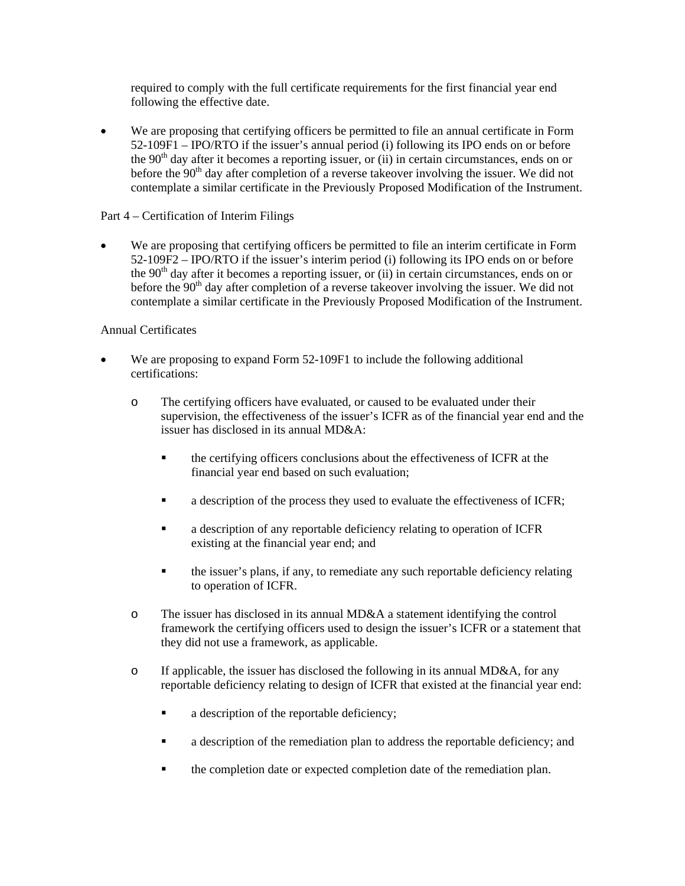required to comply with the full certificate requirements for the first financial year end following the effective date.

- We are proposing that certifying officers be permitted to file an annual certificate in Form 52-109F1 – IPO/RTO if the issuer's annual period (i) following its IPO ends on or before the 90th day after it becomes a reporting issuer, or (ii) in certain circumstances, ends on or before the 90th day after completion of a reverse takeover involving the issuer. We did not contemplate a similar certificate in the Previously Proposed Modification of the Instrument.

Part 4 – Certification of Interim Filings

- We are proposing that certifying officers be permitted to file an interim certificate in Form 52-109F2 – IPO/RTO if the issuer's interim period (i) following its IPO ends on or before the 90th day after it becomes a reporting issuer, or (ii) in certain circumstances, ends on or before the 90th day after completion of a reverse takeover involving the issuer. We did not contemplate a similar certificate in the Previously Proposed Modification of the Instrument.

Annual Certificates

- We are proposing to expand Form 52-109F1 to include the following additional certifications:
  - The certifying officers have evaluated, or caused to be evaluated under their supervision, the effectiveness of the issuer's ICFR as of the financial year end and the issuer has disclosed in its annual MD&A:
    - the certifying officers conclusions about the effectiveness of ICFR at the financial year end based on such evaluation;
    - a description of the process they used to evaluate the effectiveness of ICFR;
    - a description of any reportable deficiency relating to operation of ICFR existing at the financial year end; and
    - the issuer's plans, if any, to remediate any such reportable deficiency relating to operation of ICFR.
  - The issuer has disclosed in its annual MD&A a statement identifying the control framework the certifying officers used to design the issuer's ICFR or a statement that they did not use a framework, as applicable.
  - If applicable, the issuer has disclosed the following in its annual MD&A, for any reportable deficiency relating to design of ICFR that existed at the financial year end:
    - a description of the reportable deficiency;
    - a description of the remediation plan to address the reportable deficiency; and
    - the completion date or expected completion date of the remediation plan.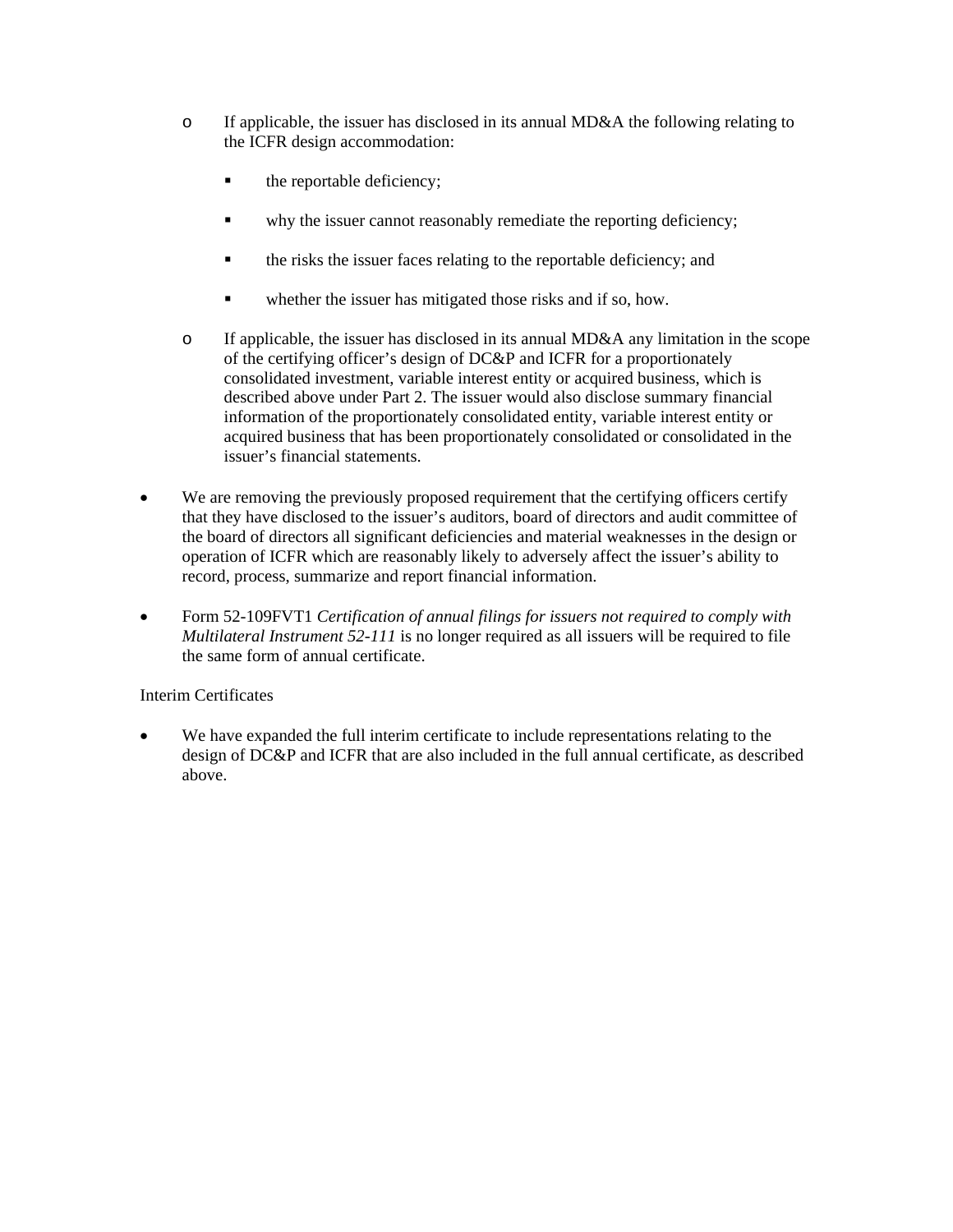- If applicable, the issuer has disclosed in its annual MD&A the following relating to the ICFR design accommodation:
    - the reportable deficiency;
    - why the issuer cannot reasonably remediate the reporting deficiency;
    - the risks the issuer faces relating to the reportable deficiency; and
    - whether the issuer has mitigated those risks and if so, how.
  - If applicable, the issuer has disclosed in its annual MD&A any limitation in the scope of the certifying officer's design of DC&P and ICFR for a proportionately consolidated investment, variable interest entity or acquired business, which is described above under Part 2. The issuer would also disclose summary financial information of the proportionately consolidated entity, variable interest entity or acquired business that has been proportionately consolidated or consolidated in the issuer's financial statements.

- We are removing the previously proposed requirement that the certifying officers certify that they have disclosed to the issuer's auditors, board of directors and audit committee of the board of directors all significant deficiencies and material weaknesses in the design or operation of ICFR which are reasonably likely to adversely affect the issuer's ability to record, process, summarize and report financial information.

- Form 52-109FVT1 *Certification of annual filings for issuers not required to comply with Multilateral Instrument 52-111* is no longer required as all issuers will be required to file the same form of annual certificate.

Interim Certificates

- We have expanded the full interim certificate to include representations relating to the design of DC&P and ICFR that are also included in the full annual certificate, as described above.